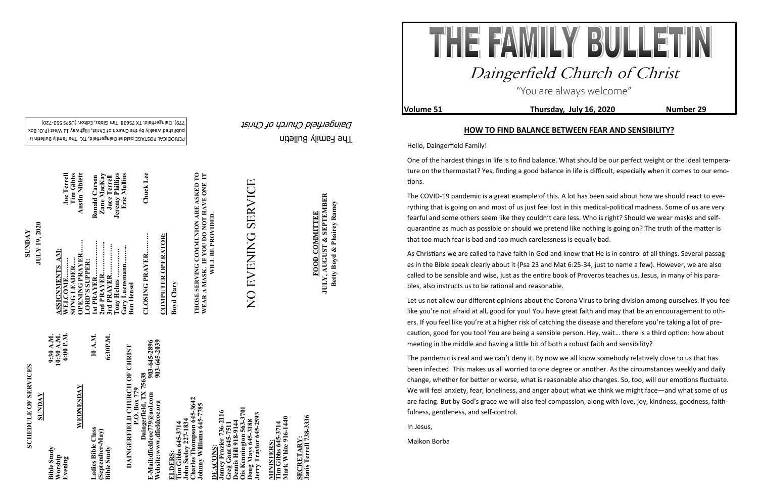# THE FAMILY BULLETIN

## Daingerfield Church of Christ

"You are always welcome"

**Volume 51** **Thursday, July 16, 2020** **Number 29**

### HOW TO FIND BALANCE BETWEEN FEAR AND SENSIBILITY?

Hello, Daingerfield Family!

One of the hardest things in life is to find balance. What should be our perfect weight or the ideal temperature on the thermostat? Yes, finding a good balance in life is difficult, especially when it comes to our emotions.

The COVID-19 pandemic is a great example of this. A lot has been said about how we should react to everything that is going on and most of us just feel lost in this medical-political madness. Some of us are very fearful and some others seem like they couldn't care less. Who is right? Should we wear masks and self-quarantine as much as possible or should we pretend like nothing is going on? The truth of the matter is that too much fear is bad and too much carelessness is equally bad.

As Christians we are called to have faith in God and know that He is in control of all things. Several passages in the Bible speak clearly about it (Psa 23 and Mat 6:25-34, just to name a few). However, we are also called to be sensible and wise, just as the entire book of Proverbs teaches us. Jesus, in many of his parables, also instructs us to be rational and reasonable.

Let us not allow our different opinions about the Corona Virus to bring division among ourselves. If you feel like you're not afraid at all, good for you! You have great faith and may that be an encouragement to others. If you feel like you're at a higher risk of catching the disease and therefore you're taking a lot of precaution, good for you too! You are being a sensible person. Hey, wait… there is a third option: how about meeting in the middle and having a little bit of both a robust faith and sensibility?

The pandemic is real and we can't deny it. By now we all know somebody relatively close to us that has been infected. This makes us all worried to one degree or another. As the circumstances weekly and daily change, whether for better or worse, what is reasonable also changes. So, too, will our emotions fluctuate. We will feel anxiety, fear, loneliness, and anger about what we think we might face—and what some of us are facing. But by God's grace we will also feel compassion, along with love, joy, kindness, goodness, faithfulness, gentleness, and self-control.

In Jesus,

Maikon Borba

---

The Family Bulletin

*Daingerfield Church of Christ*

PERIODICAL POSTAGE paid at Daingerfield, TX. The Family Bulletin is published weekly by the Church of Christ, Highway 11 West (P.O. Box 779), Daingerfield, TX 75638. Tim Gibbs, Editor. (USPS 552-720)

---

## SCHEDULE OF SERVICES

**SUNDAY**

| | |
|---|---|
| Bible Study | 9:30 A.M. |
| Worship | 10:30 A.M. |
| Evening | 6:00 P.M. |

**WEDNESDAY**

| | |
|---|---|
| Ladies Bible Class (September-May) | 10 A.M. |
| Bible Study | 6:30P.M. |

**DAINGERFIELD CHURCH OF CHRIST**
P.O. Box 779
Daingerfield, TX 75638

E-Mail:dfieldcoc779@aol.com 903-645-2896
Website:www.dfieldcoc.org 903-645-2039

**ELDERS:**
Tim Gibbs 645-3714
John Seeley 227-1834
Charles Thompson 645-3642
Johnny Williams 645-7785

**DEACONS:**
Jamey Frazier 736-2116
Greg Gant 645-7511
Dennis Hill 918-9144
Ois Kennington 563-3701
Doug Mays 645-3188
Jerry Traylor 645-2593

**MINISTERS:**
Tim Gibbs 645-3714
Mark White 916-1440

**SECRETARY:**
Janis Terrell 738-3336

---

**SUNDAY**
**JULY 19, 2020**

**ASSIGNMENTS AM:**

| | |
|---|---|
| WELCOME......... | Joe Terrell |
| SONG LEADER.... | Tim Gibbs |
| OPENING PRAYER...... | Austin Niblett |
| LORD'S SUPPER: | |
| 1st PRAYER.............. | Ronald Carson |
| 2nd PRAYER.............. | Zane MacKay |
| 3rd PRAYER.............. | Jace Terrell |
| Tony Helms ............ | Jeremy Phillips |
| Gary Luensmann......... | Eric Mullins |
| Ben Hensel | |
| CLOSING PRAYER.......... | Chuck Lee |

**COMPUTER OPERATOR:**
Boyd Clary

**THOSE SERVING COMMUNION ARE ASKED TO WEAR A MASK. IF YOU DO NOT HAVE ONE IT WILL BE PROVIDED.**

NO EVENING SERVICE

**FOOD COMMITTEE**
**JULY, AUGUST & SEPTEMBER**
**Betty Boyd & Phairey Ramey**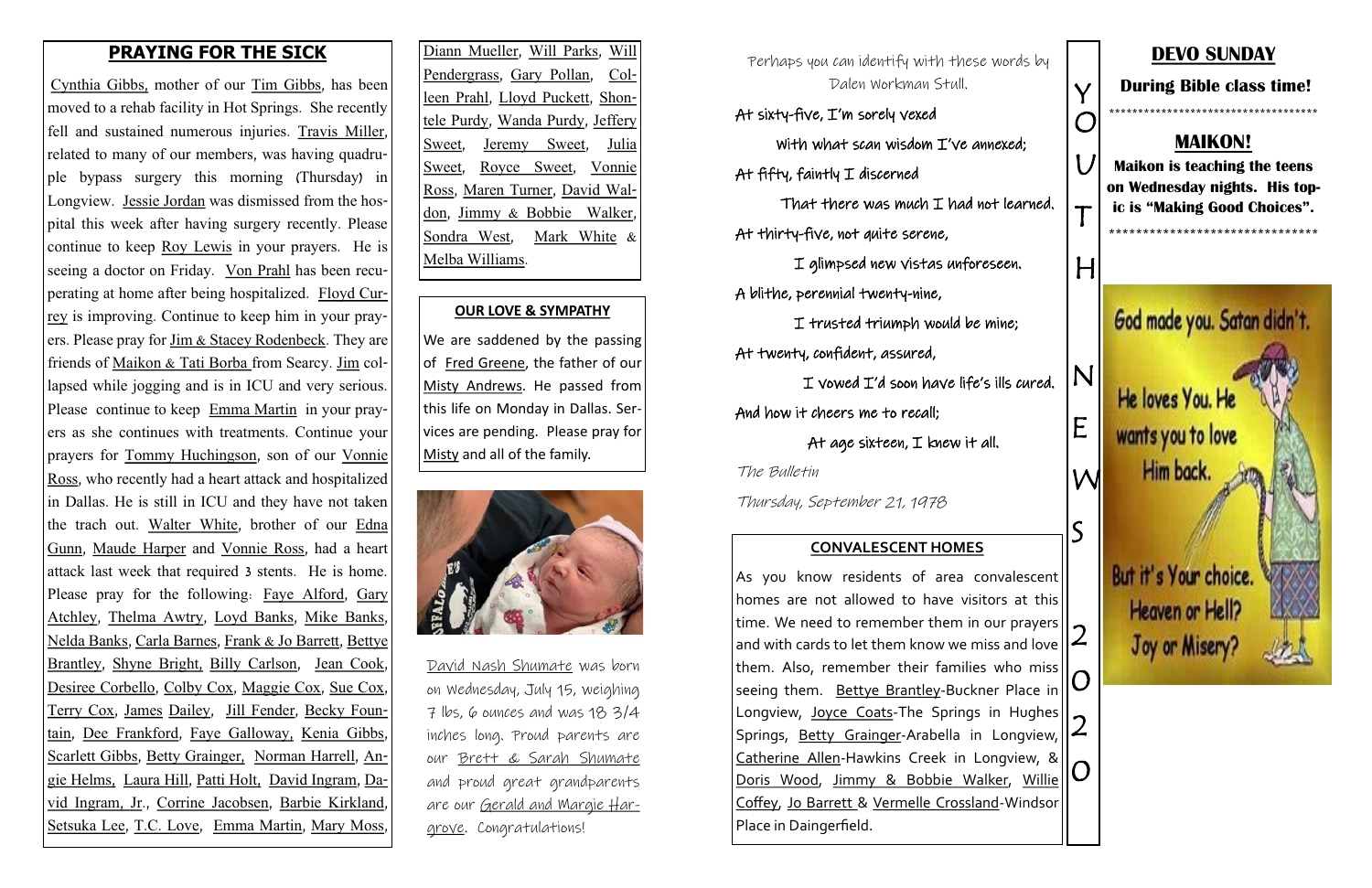## PRAYING FOR THE SICK

Cynthia Gibbs, mother of our Tim Gibbs, has been moved to a rehab facility in Hot Springs. She recently fell and sustained numerous injuries. Travis Miller, related to many of our members, was having quadruple bypass surgery this morning (Thursday) in Longview. Jessie Jordan was dismissed from the hospital this week after having surgery recently. Please continue to keep Roy Lewis in your prayers. He is seeing a doctor on Friday. Von Prahl has been recuperating at home after being hospitalized. Floyd Currey is improving. Continue to keep him in your prayers. Please pray for Jim & Stacey Rodenbeck. They are friends of Maikon & Tati Borba from Searcy. Jim collapsed while jogging and is in ICU and very serious. Please continue to keep Emma Martin in your prayers as she continues with treatments. Continue your prayers for Tommy Huchingson, son of our Vonnie Ross, who recently had a heart attack and hospitalized in Dallas. He is still in ICU and they have not taken the trach out. Walter White, brother of our Edna Gunn, Maude Harper and Vonnie Ross, had a heart attack last week that required 3 stents. He is home. Please pray for the following: Faye Alford, Gary Atchley, Thelma Awtry, Loyd Banks, Mike Banks, Nelda Banks, Carla Barnes, Frank & Jo Barrett, Bettye Brantley, Shyne Bright, Billy Carlson, Jean Cook, Desiree Corbello, Colby Cox, Maggie Cox, Sue Cox, Terry Cox, James Dailey, Jill Fender, Becky Fountain, Dee Frankford, Faye Galloway, Kenia Gibbs, Scarlett Gibbs, Betty Grainger, Norman Harrell, Angie Helms, Laura Hill, Patti Holt, David Ingram, David Ingram, Jr., Corrine Jacobsen, Barbie Kirkland, Setsuka Lee, T.C. Love, Emma Martin, Mary Moss, Diann Mueller, Will Parks, Will Pendergrass, Gary Pollan, Colleen Prahl, Lloyd Puckett, Shontele Purdy, Wanda Purdy, Jeffery Sweet, Jeremy Sweet, Julia Sweet, Royce Sweet, Vonnie Ross, Maren Turner, David Waldon, Jimmy & Bobbie Walker, Sondra West, Mark White & Melba Williams.

### OUR LOVE & SYMPATHY

We are saddened by the passing of Fred Greene, the father of our Misty Andrews. He passed from this life on Monday in Dallas. Services are pending. Please pray for Misty and all of the family.

David Nash Shumate was born on Wednesday, July 15, weighing 7 lbs, 6 ounces and was 18 3/4 inches long. Proud parents are our Brett & Sarah Shumate and proud great grandparents are our Gerald and Margie Hargrove. Congratulations!

Perhaps you can identify with these words by Dalen Workman Stull.

At sixty-five, I'm sorely vexed  
With what scan wisdom I've annexed;  
At fifty, faintly I discerned  
That there was much I had not learned.  
At thirty-five, not quite serene,  
I glimpsed new vistas unforeseen.  
A blithe, perennial twenty-nine,  
I trusted triumph would be mine;  
At twenty, confident, assured,  
I vowed I'd soon have life's ills cured.  
And how it cheers me to recall;  
At age sixteen, I knew it all.

*The Bulletin*

*Thursday, September 21, 1978*

### CONVALESCENT HOMES

As you know residents of area convalescent homes are not allowed to have visitors at this time. We need to remember them in our prayers and with cards to let them know we miss and love them. Also, remember their families who miss seeing them. Bettye Brantley-Buckner Place in Longview, Joyce Coats-The Springs in Hughes Springs, Betty Grainger-Arabella in Longview, Catherine Allen-Hawkins Creek in Longview, & Doris Wood, Jimmy & Bobbie Walker, Willie Coffey, Jo Barrett & Vermelle Crossland-Windsor Place in Daingerfield.

YOUTH NEWS 2020

## DEVO SUNDAY

**During Bible class time!**

*************************************

## MAIKON!

**Maikon is teaching the teens on Wednesday nights. His topic is "Making Good Choices".**

*******************************

God made you. Satan didn't.  
He loves You. He wants you to love Him back.  
But it's Your choice. Heaven or Hell? Joy or Misery?